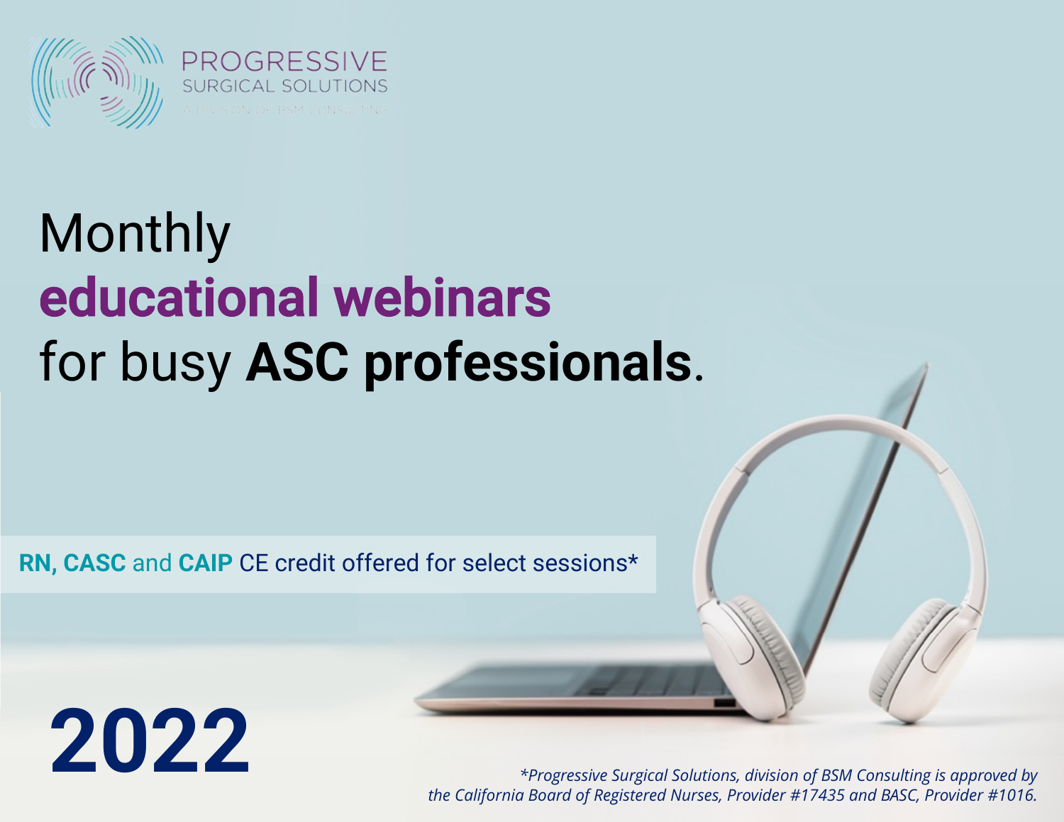PROGRESSIVE
SURGICAL SOLUTIONS
A DIVISION OF BSM CONSULTING

# Monthly **educational webinars** for busy **ASC professionals**.

**RN, CASC** and **CAIP** CE credit offered for select sessions*

# 2022

*\*Progressive Surgical Solutions, division of BSM Consulting is approved by the California Board of Registered Nurses, Provider #17435 and BASC, Provider #1016.*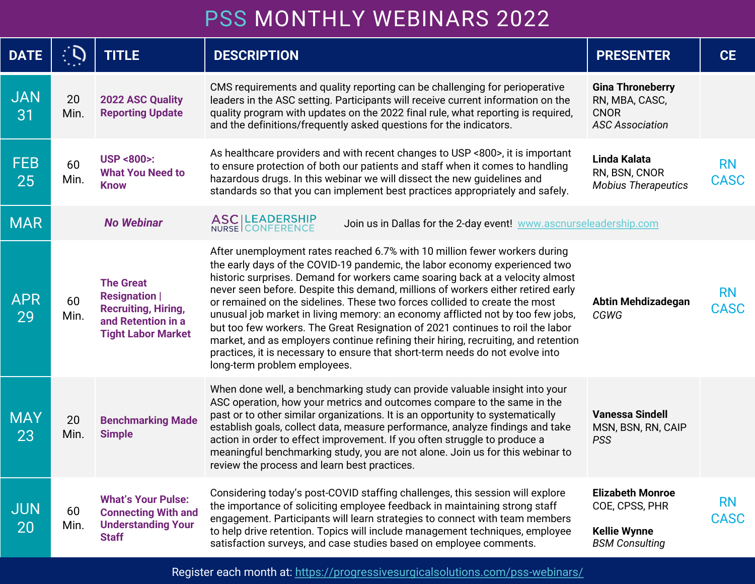# PSS MONTHLY WEBINARS 2022

| DATE | | TITLE | DESCRIPTION | PRESENTER | CE |
|---|---|---|---|---|---|
| JAN 31 | 20 Min. | **2022 ASC Quality Reporting Update** | CMS requirements and quality reporting can be challenging for perioperative leaders in the ASC setting. Participants will receive current information on the quality program with updates on the 2022 final rule, what reporting is required, and the definitions/frequently asked questions for the indicators. | **Gina Throneberry** RN, MBA, CASC, CNOR *ASC Association* | |
| FEB 25 | 60 Min. | **USP <800>: What You Need to Know** | As healthcare providers and with recent changes to USP <800>, it is important to ensure protection of both our patients and staff when it comes to handling hazardous drugs. In this webinar we will dissect the new guidelines and standards so that you can implement best practices appropriately and safely. | **Linda Kalata** RN, BSN, CNOR *Mobius Therapeutics* | RN CASC |
| MAR | | ***No Webinar*** | ASC NURSE LEADERSHIP CONFERENCE — Join us in Dallas for the 2-day event! www.ascnurseleadership.com | | |
| APR 29 | 60 Min. | **The Great Resignation \| Recruiting, Hiring, and Retention in a Tight Labor Market** | After unemployment rates reached 6.7% with 10 million fewer workers during the early days of the COVID-19 pandemic, the labor economy experienced two historic surprises. Demand for workers came soaring back at a velocity almost never seen before. Despite this demand, millions of workers either retired early or remained on the sidelines. These two forces collided to create the most unusual job market in living memory: an economy afflicted not by too few jobs, but too few workers. The Great Resignation of 2021 continues to roil the labor market, and as employers continue refining their hiring, recruiting, and retention practices, it is necessary to ensure that short-term needs do not evolve into long-term problem employees. | **Abtin Mehdizadegan** *CGWG* | RN CASC |
| MAY 23 | 20 Min. | **Benchmarking Made Simple** | When done well, a benchmarking study can provide valuable insight into your ASC operation, how your metrics and outcomes compare to the same in the past or to other similar organizations. It is an opportunity to systematically establish goals, collect data, measure performance, analyze findings and take action in order to effect improvement. If you often struggle to produce a meaningful benchmarking study, you are not alone. Join us for this webinar to review the process and learn best practices. | **Vanessa Sindell** MSN, BSN, RN, CAIP *PSS* | |
| JUN 20 | 60 Min. | **What's Your Pulse: Connecting With and Understanding Your Staff** | Considering today's post-COVID staffing challenges, this session will explore the importance of soliciting employee feedback in maintaining strong staff engagement. Participants will learn strategies to connect with team members to help drive retention. Topics will include management techniques, employee satisfaction surveys, and case studies based on employee comments. | **Elizabeth Monroe** COE, CPSS, PHR<br><br>**Kellie Wynne** *BSM Consulting* | RN CASC |

Register each month at: https://progressivesurgicalsolutions.com/pss-webinars/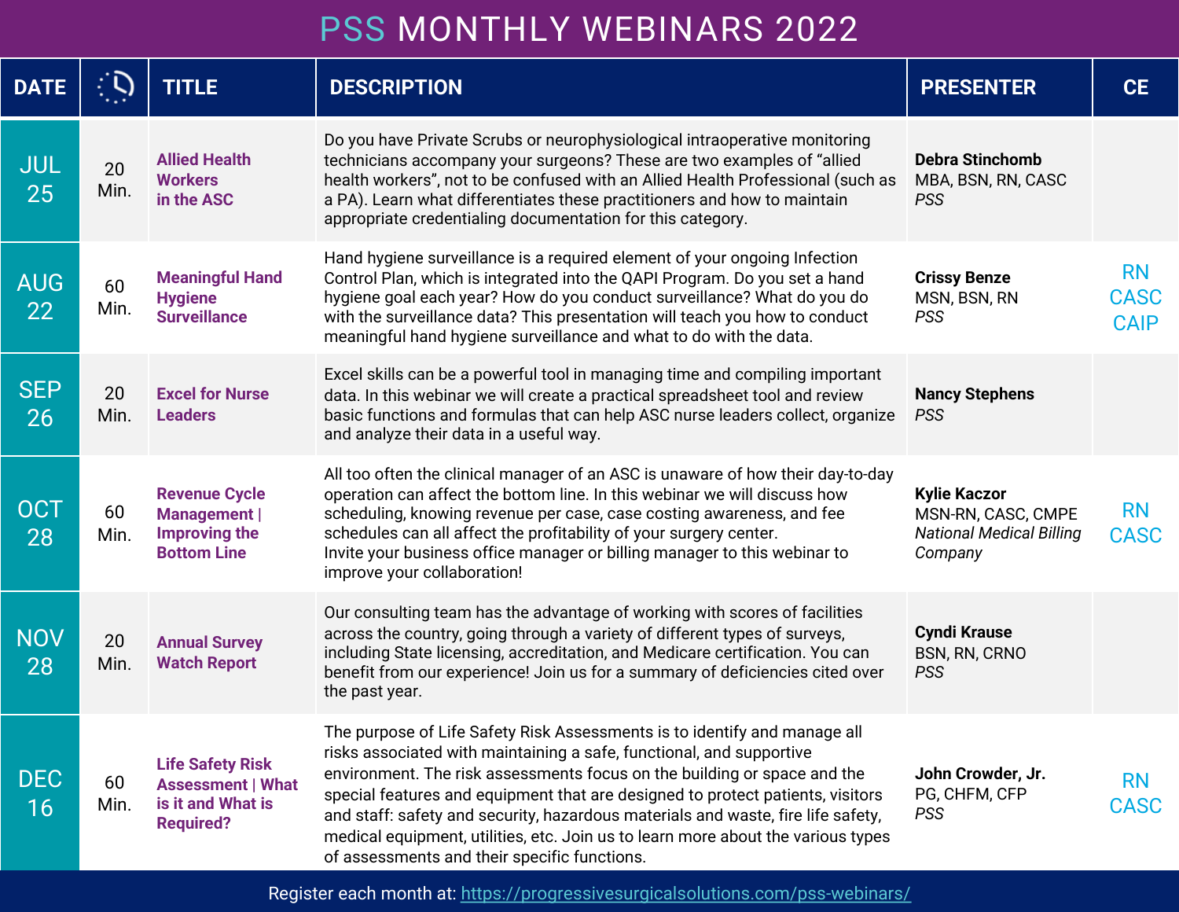# PSS MONTHLY WEBINARS 2022

| DATE | Duration | TITLE | DESCRIPTION | PRESENTER | CE |
|---|---|---|---|---|---|
| JUL 25 | 20 Min. | **Allied Health Workers in the ASC** | Do you have Private Scrubs or neurophysiological intraoperative monitoring technicians accompany your surgeons? These are two examples of "allied health workers", not to be confused with an Allied Health Professional (such as a PA). Learn what differentiates these practitioners and how to maintain appropriate credentialing documentation for this category. | **Debra Stinchomb** MBA, BSN, RN, CASC *PSS* | |
| AUG 22 | 60 Min. | **Meaningful Hand Hygiene Surveillance** | Hand hygiene surveillance is a required element of your ongoing Infection Control Plan, which is integrated into the QAPI Program. Do you set a hand hygiene goal each year? How do you conduct surveillance? What do you do with the surveillance data? This presentation will teach you how to conduct meaningful hand hygiene surveillance and what to do with the data. | **Crissy Benze** MSN, BSN, RN *PSS* | RN CASC CAIP |
| SEP 26 | 20 Min. | **Excel for Nurse Leaders** | Excel skills can be a powerful tool in managing time and compiling important data. In this webinar we will create a practical spreadsheet tool and review basic functions and formulas that can help ASC nurse leaders collect, organize and analyze their data in a useful way. | **Nancy Stephens** *PSS* | |
| OCT 28 | 60 Min. | **Revenue Cycle Management \| Improving the Bottom Line** | All too often the clinical manager of an ASC is unaware of how their day-to-day operation can affect the bottom line. In this webinar we will discuss how scheduling, knowing revenue per case, case costing awareness, and fee schedules can all affect the profitability of your surgery center. Invite your business office manager or billing manager to this webinar to improve your collaboration! | **Kylie Kaczor** MSN-RN, CASC, CMPE *National Medical Billing Company* | RN CASC |
| NOV 28 | 20 Min. | **Annual Survey Watch Report** | Our consulting team has the advantage of working with scores of facilities across the country, going through a variety of different types of surveys, including State licensing, accreditation, and Medicare certification. You can benefit from our experience! Join us for a summary of deficiencies cited over the past year. | **Cyndi Krause** BSN, RN, CRNO *PSS* | |
| DEC 16 | 60 Min. | **Life Safety Risk Assessment \| What is it and What is Required?** | The purpose of Life Safety Risk Assessments is to identify and manage all risks associated with maintaining a safe, functional, and supportive environment. The risk assessments focus on the building or space and the special features and equipment that are designed to protect patients, visitors and staff: safety and security, hazardous materials and waste, fire life safety, medical equipment, utilities, etc. Join us to learn more about the various types of assessments and their specific functions. | **John Crowder, Jr.** PG, CHFM, CFP *PSS* | RN CASC |

Register each month at: https://progressivesurgicalsolutions.com/pss-webinars/